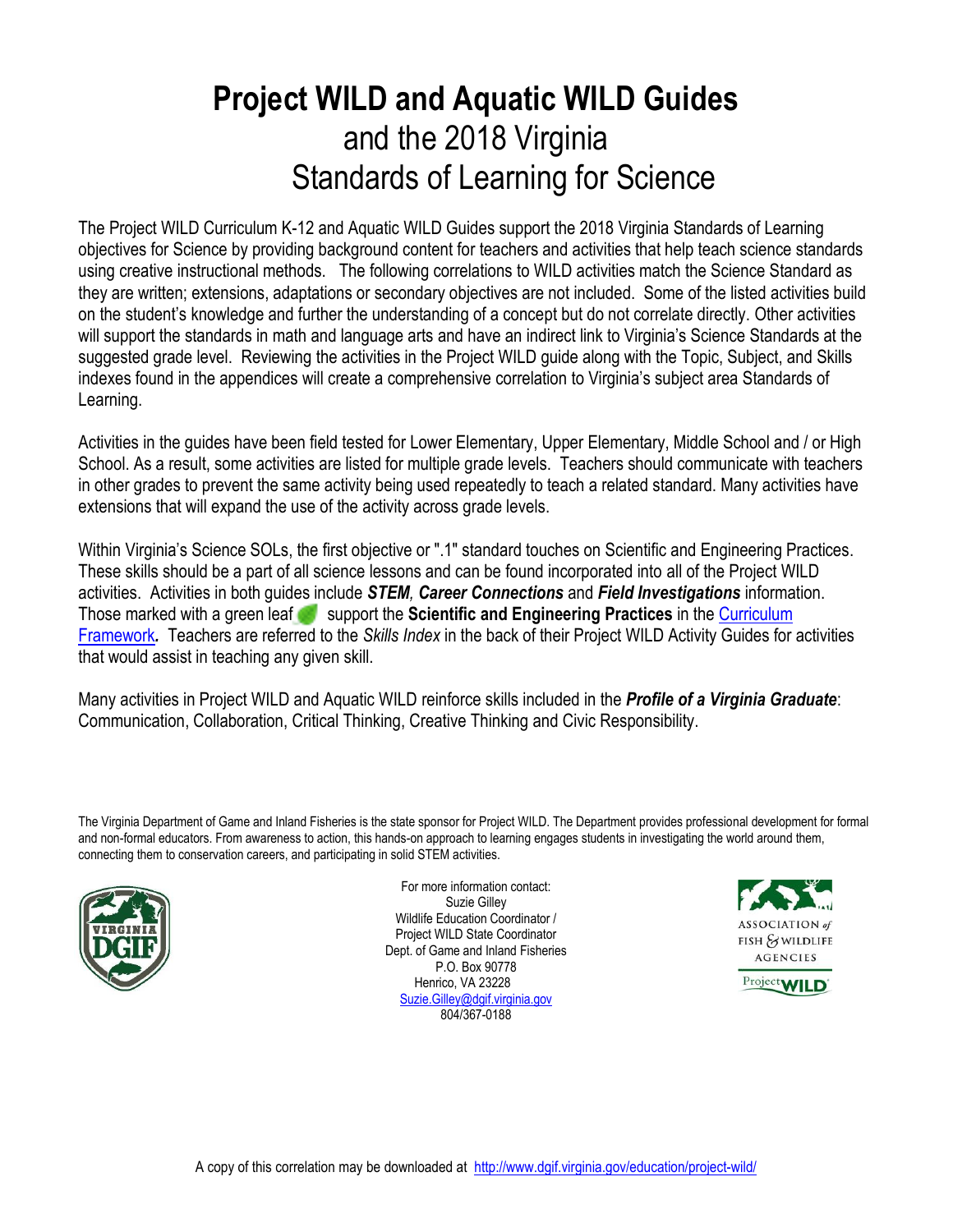# **Project WILD and Aquatic WILD Guides** and the 2018 Virginia Standards of Learning for Science

The Project WILD Curriculum K-12 and Aquatic WILD Guides support the 2018 Virginia Standards of Learning objectives for Science by providing background content for teachers and activities that help teach science standards using creative instructional methods. The following correlations to WILD activities match the Science Standard as they are written; extensions, adaptations or secondary objectives are not included. Some of the listed activities build on the student's knowledge and further the understanding of a concept but do not correlate directly. Other activities will support the standards in math and language arts and have an indirect link to Virginia's Science Standards at the suggested grade level. Reviewing the activities in the Project WILD guide along with the Topic, Subject, and Skills indexes found in the appendices will create a comprehensive correlation to Virginia's subject area Standards of Learning.

Activities in the guides have been field tested for Lower Elementary, Upper Elementary, Middle School and / or High School. As a result, some activities are listed for multiple grade levels. Teachers should communicate with teachers in other grades to prevent the same activity being used repeatedly to teach a related standard. Many activities have extensions that will expand the use of the activity across grade levels.

Within Virginia's Science SOLs, the first objective or ".1" standard touches on Scientific and Engineering Practices. These skills should be a part of all science lessons and can be found incorporated into all of the Project WILD activities. Activities in both guides include ***STEM**, **Career Connections*** and ***Field Investigations*** information. Those marked with a green leaf support the **Scientific and Engineering Practices** in the Curriculum Framework**.** Teachers are referred to the *Skills Index* in the back of their Project WILD Activity Guides for activities that would assist in teaching any given skill.

Many activities in Project WILD and Aquatic WILD reinforce skills included in the ***Profile of a Virginia Graduate***: Communication, Collaboration, Critical Thinking, Creative Thinking and Civic Responsibility.

The Virginia Department of Game and Inland Fisheries is the state sponsor for Project WILD. The Department provides professional development for formal and non-formal educators. From awareness to action, this hands-on approach to learning engages students in investigating the world around them, connecting them to conservation careers, and participating in solid STEM activities.

For more information contact:
Suzie Gilley
Wildlife Education Coordinator /
Project WILD State Coordinator
Dept. of Game and Inland Fisheries
P.O. Box 90778
Henrico, VA 23228
Suzie.Gilley@dgif.virginia.gov
804/367-0188

A copy of this correlation may be downloaded at http://www.dgif.virginia.gov/education/project-wild/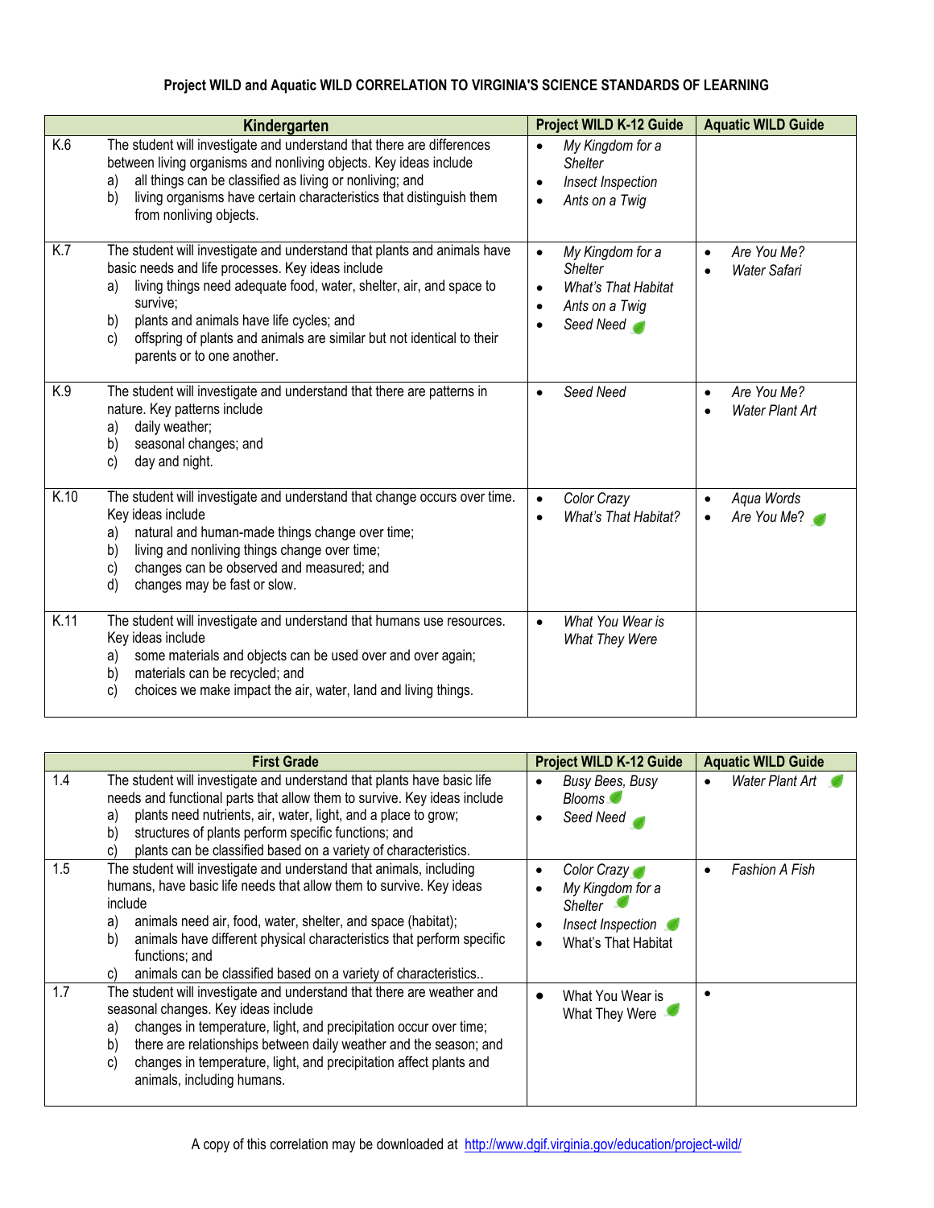**Project WILD and Aquatic WILD CORRELATION TO VIRGINIA'S SCIENCE STANDARDS OF LEARNING**

| Kindergarten | | Project WILD K-12 Guide | Aquatic WILD Guide |
|---|---|---|---|
| K.6 | The student will investigate and understand that there are differences between living organisms and nonliving objects. Key ideas include<br>a) all things can be classified as living or nonliving; and<br>b) living organisms have certain characteristics that distinguish them from nonliving objects. | • *My Kingdom for a Shelter*<br>• *Insect Inspection*<br>• *Ants on a Twig* | |
| K.7 | The student will investigate and understand that plants and animals have basic needs and life processes. Key ideas include<br>a) living things need adequate food, water, shelter, air, and space to survive;<br>b) plants and animals have life cycles; and<br>c) offspring of plants and animals are similar but not identical to their parents or to one another. | • *My Kingdom for a Shelter*<br>• *What's That Habitat*<br>• *Ants on a Twig*<br>• *Seed Need* | • *Are You Me?*<br>• *Water Safari* |
| K.9 | The student will investigate and understand that there are patterns in nature. Key patterns include<br>a) daily weather;<br>b) seasonal changes; and<br>c) day and night. | • *Seed Need* | • *Are You Me?*<br>• *Water Plant Art* |
| K.10 | The student will investigate and understand that change occurs over time. Key ideas include<br>a) natural and human-made things change over time;<br>b) living and nonliving things change over time;<br>c) changes can be observed and measured; and<br>d) changes may be fast or slow. | • *Color Crazy*<br>• *What's That Habitat?* | • *Aqua Words*<br>• *Are You Me?* |
| K.11 | The student will investigate and understand that humans use resources. Key ideas include<br>a) some materials and objects can be used over and over again;<br>b) materials can be recycled; and<br>c) choices we make impact the air, water, land and living things. | • *What You Wear is What They Were* | |

| First Grade | | Project WILD K-12 Guide | Aquatic WILD Guide |
|---|---|---|---|
| 1.4 | The student will investigate and understand that plants have basic life needs and functional parts that allow them to survive. Key ideas include<br>a) plants need nutrients, air, water, light, and a place to grow;<br>b) structures of plants perform specific functions; and<br>c) plants can be classified based on a variety of characteristics. | • *Busy Bees, Busy Blooms*<br>• *Seed Need* | • *Water Plant Art* |
| 1.5 | The student will investigate and understand that animals, including humans, have basic life needs that allow them to survive. Key ideas include<br>a) animals need air, food, water, shelter, and space (habitat);<br>b) animals have different physical characteristics that perform specific functions; and<br>c) animals can be classified based on a variety of characteristics.. | • *Color Crazy*<br>• *My Kingdom for a Shelter*<br>• *Insect Inspection*<br>• What's That Habitat | • *Fashion A Fish* |
| 1.7 | The student will investigate and understand that there are weather and seasonal changes. Key ideas include<br>a) changes in temperature, light, and precipitation occur over time;<br>b) there are relationships between daily weather and the season; and<br>c) changes in temperature, light, and precipitation affect plants and animals, including humans. | • What You Wear is What They Were | • |

A copy of this correlation may be downloaded at [http://www.dgif.virginia.gov/education/project-wild/](http://www.dgif.virginia.gov/education/project-wild/)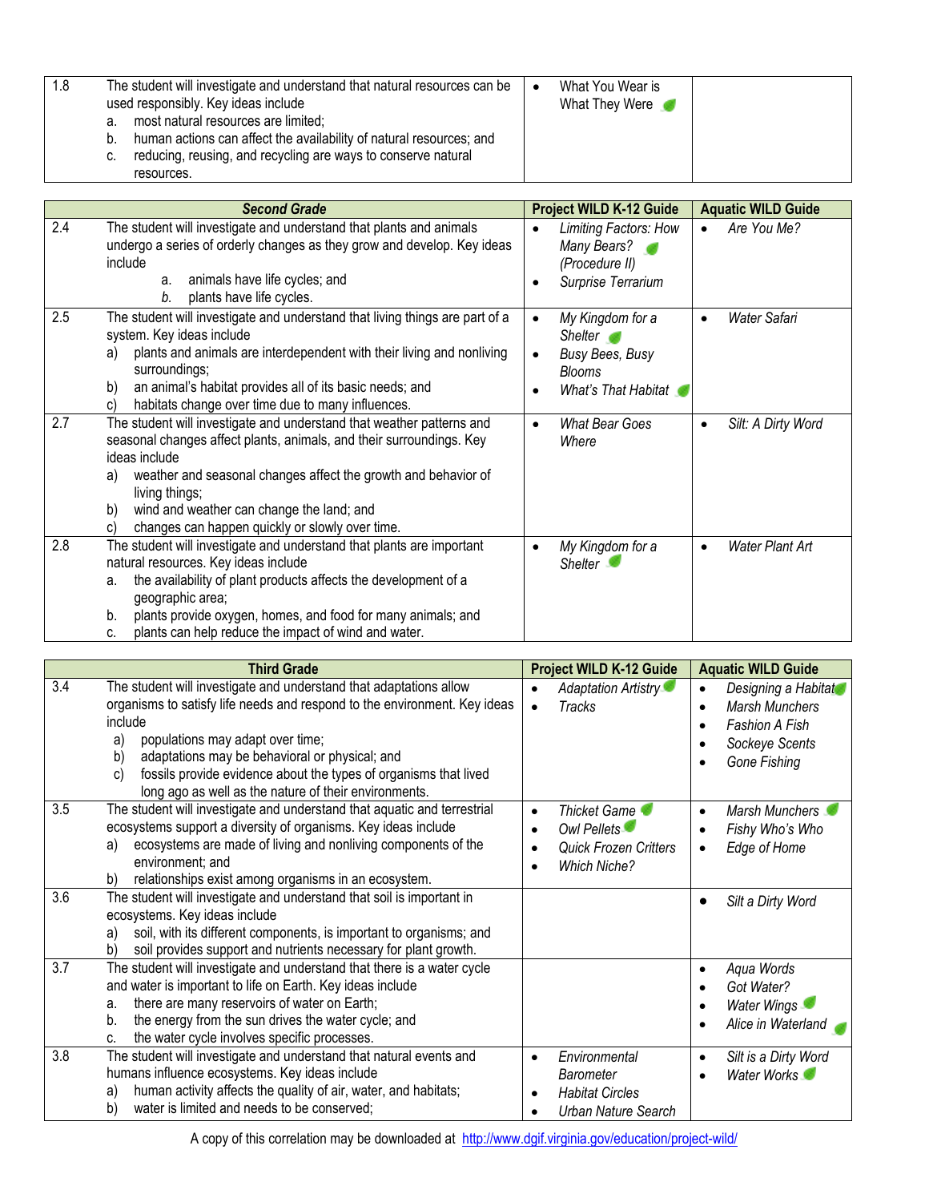| 1.8 | The student will investigate and understand that natural resources can be used responsibly. Key ideas include<br>a. most natural resources are limited;<br>b. human actions can affect the availability of natural resources; and<br>c. reducing, reusing, and recycling are ways to conserve natural resources. | • What You Wear is What They Were | |
|---|---|---|---|

| | *Second Grade* | Project WILD K-12 Guide | Aquatic WILD Guide |
|---|---|---|---|
| 2.4 | The student will investigate and understand that plants and animals undergo a series of orderly changes as they grow and develop. Key ideas include<br>a. animals have life cycles; and<br>*b.* plants have life cycles. | • *Limiting Factors: How Many Bears? (Procedure II)*<br>• *Surprise Terrarium* | • *Are You Me?* |
| 2.5 | The student will investigate and understand that living things are part of a system. Key ideas include<br>a) plants and animals are interdependent with their living and nonliving surroundings;<br>b) an animal's habitat provides all of its basic needs; and<br>c) habitats change over time due to many influences. | • *My Kingdom for a Shelter*<br>• *Busy Bees, Busy Blooms*<br>• *What's That Habitat* | • *Water Safari* |
| 2.7 | The student will investigate and understand that weather patterns and seasonal changes affect plants, animals, and their surroundings. Key ideas include<br>a) weather and seasonal changes affect the growth and behavior of living things;<br>b) wind and weather can change the land; and<br>c) changes can happen quickly or slowly over time. | • *What Bear Goes Where* | • *Silt: A Dirty Word* |
| 2.8 | The student will investigate and understand that plants are important natural resources. Key ideas include<br>a. the availability of plant products affects the development of a geographic area;<br>b. plants provide oxygen, homes, and food for many animals; and<br>c. plants can help reduce the impact of wind and water. | • *My Kingdom for a Shelter* | • *Water Plant Art* |

| | Third Grade | Project WILD K-12 Guide | Aquatic WILD Guide |
|---|---|---|---|
| 3.4 | The student will investigate and understand that adaptations allow organisms to satisfy life needs and respond to the environment. Key ideas include<br>a) populations may adapt over time;<br>b) adaptations may be behavioral or physical; and<br>c) fossils provide evidence about the types of organisms that lived long ago as well as the nature of their environments. | • *Adaptation Artistry*<br>• *Tracks* | • *Designing a Habitat*<br>• *Marsh Munchers*<br>• *Fashion A Fish*<br>• *Sockeye Scents*<br>• *Gone Fishing* |
| 3.5 | The student will investigate and understand that aquatic and terrestrial ecosystems support a diversity of organisms. Key ideas include<br>a) ecosystems are made of living and nonliving components of the environment; and<br>b) relationships exist among organisms in an ecosystem. | • *Thicket Game*<br>• *Owl Pellets*<br>• *Quick Frozen Critters*<br>• *Which Niche?* | • *Marsh Munchers*<br>• *Fishy Who's Who*<br>• *Edge of Home* |
| 3.6 | The student will investigate and understand that soil is important in ecosystems. Key ideas include<br>a) soil, with its different components, is important to organisms; and<br>b) soil provides support and nutrients necessary for plant growth. | | • *Silt a Dirty Word* |
| 3.7 | The student will investigate and understand that there is a water cycle and water is important to life on Earth. Key ideas include<br>a. there are many reservoirs of water on Earth;<br>b. the energy from the sun drives the water cycle; and<br>c. the water cycle involves specific processes. | | • *Aqua Words*<br>• *Got Water?*<br>• *Water Wings*<br>• *Alice in Waterland* |
| 3.8 | The student will investigate and understand that natural events and humans influence ecosystems. Key ideas include<br>a) human activity affects the quality of air, water, and habitats;<br>b) water is limited and needs to be conserved; | • *Environmental Barometer*<br>• *Habitat Circles*<br>• *Urban Nature Search* | • *Silt is a Dirty Word*<br>• *Water Works* |

A copy of this correlation may be downloaded at http://www.dgif.virginia.gov/education/project-wild/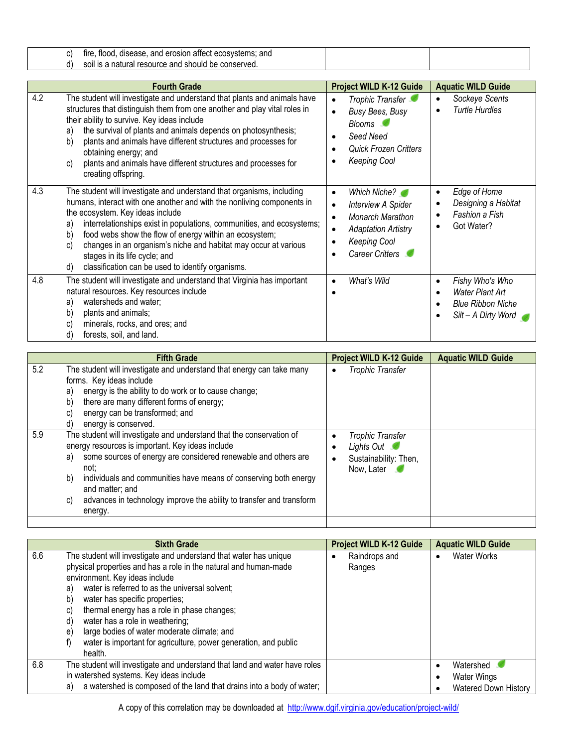| | | | |
|---|---|---|---|
| | c) fire, flood, disease, and erosion affect ecosystems; and<br>d) soil is a natural resource and should be conserved. | | |

| | Fourth Grade | Project WILD K-12 Guide | Aquatic WILD Guide |
|---|---|---|---|
| 4.2 | The student will investigate and understand that plants and animals have structures that distinguish them from one another and play vital roles in their ability to survive. Key ideas include<br>a) the survival of plants and animals depends on photosynthesis;<br>b) plants and animals have different structures and processes for obtaining energy; and<br>c) plants and animals have different structures and processes for creating offspring. | • *Trophic Transfer*<br>• *Busy Bees, Busy Blooms*<br>• *Seed Need*<br>• *Quick Frozen Critters*<br>• *Keeping Cool* | • *Sockeye Scents*<br>• *Turtle Hurdles* |
| 4.3 | The student will investigate and understand that organisms, including humans, interact with one another and with the nonliving components in the ecosystem. Key ideas include<br>a) interrelationships exist in populations, communities, and ecosystems;<br>b) food webs show the flow of energy within an ecosystem;<br>c) changes in an organism's niche and habitat may occur at various stages in its life cycle; and<br>d) classification can be used to identify organisms. | • *Which Niche?*<br>• *Interview A Spider*<br>• *Monarch Marathon*<br>• *Adaptation Artistry*<br>• *Keeping Cool*<br>• *Career Critters* | • *Edge of Home*<br>• *Designing a Habitat*<br>• *Fashion a Fish*<br>• Got Water? |
| 4.8 | The student will investigate and understand that Virginia has important natural resources. Key resources include<br>a) watersheds and water;<br>b) plants and animals;<br>c) minerals, rocks, and ores; and<br>d) forests, soil, and land. | • *What's Wild*<br>• | • *Fishy Who's Who*<br>• *Water Plant Art*<br>• *Blue Ribbon Niche*<br>• *Silt – A Dirty Word* |

| | Fifth Grade | Project WILD K-12 Guide | Aquatic WILD Guide |
|---|---|---|---|
| 5.2 | The student will investigate and understand that energy can take many forms. Key ideas include<br>a) energy is the ability to do work or to cause change;<br>b) there are many different forms of energy;<br>c) energy can be transformed; and<br>d) energy is conserved. | • *Trophic Transfer* | |
| 5.9 | The student will investigate and understand that the conservation of energy resources is important. Key ideas include<br>a) some sources of energy are considered renewable and others are not;<br>b) individuals and communities have means of conserving both energy and matter; and<br>c) advances in technology improve the ability to transfer and transform energy. | • *Trophic Transfer*<br>• *Lights Out*<br>• Sustainability: Then, Now, Later | |
| | | | |

| | Sixth Grade | Project WILD K-12 Guide | Aquatic WILD Guide |
|---|---|---|---|
| 6.6 | The student will investigate and understand that water has unique physical properties and has a role in the natural and human-made environment. Key ideas include<br>a) water is referred to as the universal solvent;<br>b) water has specific properties;<br>c) thermal energy has a role in phase changes;<br>d) water has a role in weathering;<br>e) large bodies of water moderate climate; and<br>f) water is important for agriculture, power generation, and public health. | • Raindrops and Ranges | • Water Works |
| 6.8 | The student will investigate and understand that land and water have roles in watershed systems. Key ideas include<br>a) a watershed is composed of the land that drains into a body of water; | | • Watershed<br>• Water Wings<br>• Watered Down History |

A copy of this correlation may be downloaded at http://www.dgif.virginia.gov/education/project-wild/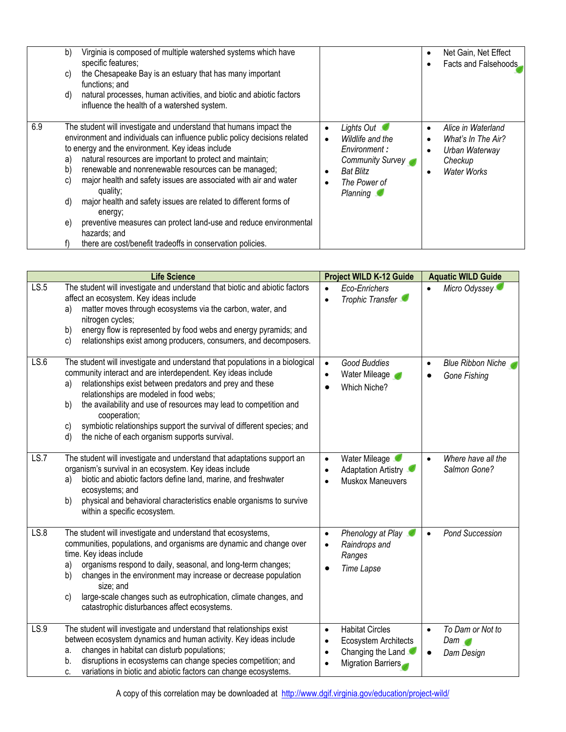| | | | |
|---|---|---|---|
| | b) Virginia is composed of multiple watershed systems which have specific features;<br>c) the Chesapeake Bay is an estuary that has many important functions; and<br>d) natural processes, human activities, and biotic and abiotic factors influence the health of a watershed system. | | • Net Gain, Net Effect<br>• Facts and Falsehoods |
| 6.9 | The student will investigate and understand that humans impact the environment and individuals can influence public policy decisions related to energy and the environment. Key ideas include<br>a) natural resources are important to protect and maintain;<br>b) renewable and nonrenewable resources can be managed;<br>c) major health and safety issues are associated with air and water quality;<br>d) major health and safety issues are related to different forms of energy;<br>e) preventive measures can protect land-use and reduce environmental hazards; and<br>f) there are cost/benefit tradeoffs in conservation policies. | • *Lights Out*<br>• *Wildlife and the Environment : Community Survey*<br>• *Bat Blitz*<br>• *The Power of Planning* | • *Alice in Waterland*<br>• *What's In The Air?*<br>• *Urban Waterway Checkup*<br>• *Water Works* |

| | Life Science | Project WILD K-12 Guide | Aquatic WILD Guide |
|---|---|---|---|
| LS.5 | The student will investigate and understand that biotic and abiotic factors affect an ecosystem. Key ideas include<br>a) matter moves through ecosystems via the carbon, water, and nitrogen cycles;<br>b) energy flow is represented by food webs and energy pyramids; and<br>c) relationships exist among producers, consumers, and decomposers. | • *Eco-Enrichers*<br>• *Trophic Transfer* | • *Micro Odyssey* |
| LS.6 | The student will investigate and understand that populations in a biological community interact and are interdependent. Key ideas include<br>a) relationships exist between predators and prey and these relationships are modeled in food webs;<br>b) the availability and use of resources may lead to competition and cooperation;<br>c) symbiotic relationships support the survival of different species; and<br>d) the niche of each organism supports survival. | • *Good Buddies*<br>• Water Mileage<br>• Which Niche? | • *Blue Ribbon Niche*<br>• *Gone Fishing* |
| LS.7 | The student will investigate and understand that adaptations support an organism's survival in an ecosystem. Key ideas include<br>a) biotic and abiotic factors define land, marine, and freshwater ecosystems; and<br>b) physical and behavioral characteristics enable organisms to survive within a specific ecosystem. | • Water Mileage<br>• Adaptation Artistry<br>• Muskox Maneuvers | • *Where have all the Salmon Gone?* |
| LS.8 | The student will investigate and understand that ecosystems, communities, populations, and organisms are dynamic and change over time. Key ideas include<br>a) organisms respond to daily, seasonal, and long-term changes;<br>b) changes in the environment may increase or decrease population size; and<br>c) large-scale changes such as eutrophication, climate changes, and catastrophic disturbances affect ecosystems. | • *Phenology at Play*<br>• *Raindrops and Ranges*<br>• *Time Lapse* | • *Pond Succession* |
| LS.9 | The student will investigate and understand that relationships exist between ecosystem dynamics and human activity. Key ideas include<br>a. changes in habitat can disturb populations;<br>b. disruptions in ecosystems can change species competition; and<br>c. variations in biotic and abiotic factors can change ecosystems. | • Habitat Circles<br>• Ecosystem Architects<br>• Changing the Land<br>• Migration Barriers | • *To Dam or Not to Dam*<br>• *Dam Design* |

A copy of this correlation may be downloaded at [http://www.dgif.virginia.gov/education/project-wild/](http://www.dgif.virginia.gov/education/project-wild/)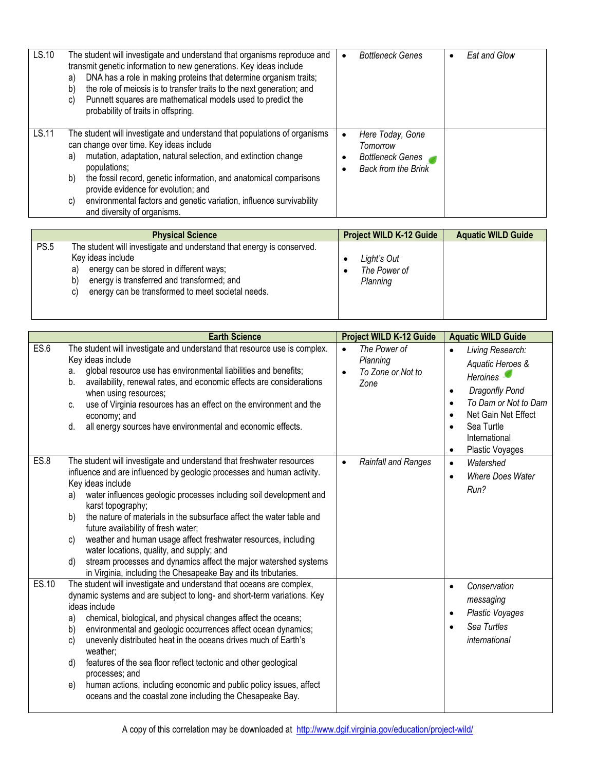| | | | |
|---|---|---|---|
| LS.10 | The student will investigate and understand that organisms reproduce and transmit genetic information to new generations. Key ideas include<br>a) DNA has a role in making proteins that determine organism traits;<br>b) the role of meiosis is to transfer traits to the next generation; and<br>c) Punnett squares are mathematical models used to predict the probability of traits in offspring. | • *Bottleneck Genes* | • *Eat and Glow* |
| LS.11 | The student will investigate and understand that populations of organisms can change over time. Key ideas include<br>a) mutation, adaptation, natural selection, and extinction change populations;<br>b) the fossil record, genetic information, and anatomical comparisons provide evidence for evolution; and<br>c) environmental factors and genetic variation, influence survivability and diversity of organisms. | • *Here Today, Gone Tomorrow*<br>• *Bottleneck Genes*<br>• *Back from the Brink* | |

| | Physical Science | Project WILD K-12 Guide | Aquatic WILD Guide |
|---|---|---|---|
| PS.5 | The student will investigate and understand that energy is conserved. Key ideas include<br>a) energy can be stored in different ways;<br>b) energy is transferred and transformed; and<br>c) energy can be transformed to meet societal needs. | • *Light's Out*<br>• *The Power of Planning* | |

| | Earth Science | Project WILD K-12 Guide | Aquatic WILD Guide |
|---|---|---|---|
| ES.6 | The student will investigate and understand that resource use is complex. Key ideas include<br>a. global resource use has environmental liabilities and benefits;<br>b. availability, renewal rates, and economic effects are considerations when using resources;<br>c. use of Virginia resources has an effect on the environment and the economy; and<br>d. all energy sources have environmental and economic effects. | • *The Power of Planning*<br>• *To Zone or Not to Zone* | • *Living Research: Aquatic Heroes & Heroines*<br>• *Dragonfly Pond*<br>• *To Dam or Not to Dam*<br>• Net Gain Net Effect<br>• Sea Turtle International<br>• Plastic Voyages |
| ES.8 | The student will investigate and understand that freshwater resources influence and are influenced by geologic processes and human activity. Key ideas include<br>a) water influences geologic processes including soil development and karst topography;<br>b) the nature of materials in the subsurface affect the water table and future availability of fresh water;<br>c) weather and human usage affect freshwater resources, including water locations, quality, and supply; and<br>d) stream processes and dynamics affect the major watershed systems in Virginia, including the Chesapeake Bay and its tributaries. | • *Rainfall and Ranges* | • *Watershed*<br>• *Where Does Water Run?* |
| ES.10 | The student will investigate and understand that oceans are complex, dynamic systems and are subject to long- and short-term variations. Key ideas include<br>a) chemical, biological, and physical changes affect the oceans;<br>b) environmental and geologic occurrences affect ocean dynamics;<br>c) unevenly distributed heat in the oceans drives much of Earth's weather;<br>d) features of the sea floor reflect tectonic and other geological processes; and<br>e) human actions, including economic and public policy issues, affect oceans and the coastal zone including the Chesapeake Bay. | | • *Conservation messaging*<br>• *Plastic Voyages*<br>• *Sea Turtles international* |

A copy of this correlation may be downloaded at http://www.dgif.virginia.gov/education/project-wild/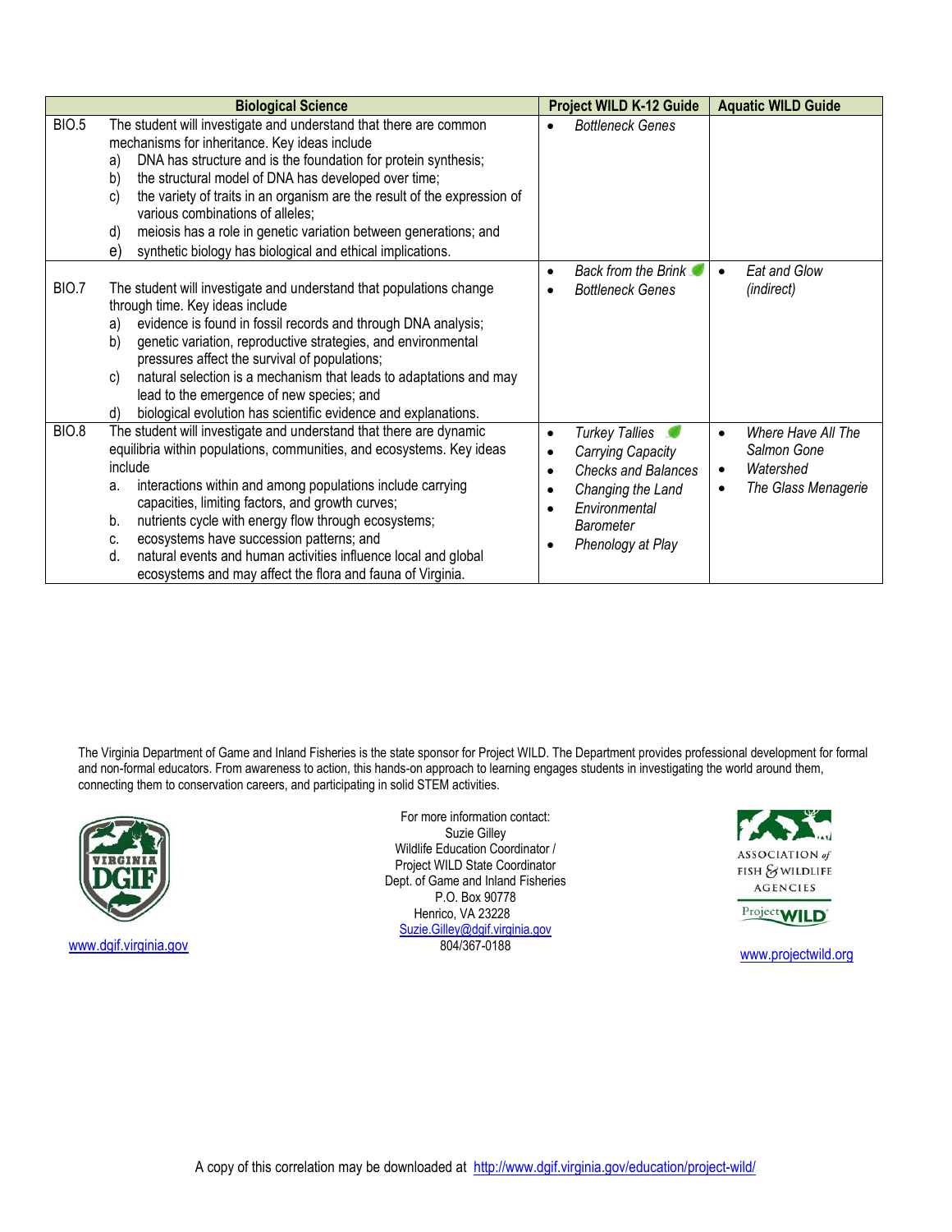| | Biological Science | Project WILD K-12 Guide | Aquatic WILD Guide |
|---|---|---|---|
| BIO.5 | The student will investigate and understand that there are common mechanisms for inheritance. Key ideas include<br>a) DNA has structure and is the foundation for protein synthesis;<br>b) the structural model of DNA has developed over time;<br>c) the variety of traits in an organism are the result of the expression of various combinations of alleles;<br>d) meiosis has a role in genetic variation between generations; and<br>e) synthetic biology has biological and ethical implications. | • *Bottleneck Genes* | |
| BIO.7 | The student will investigate and understand that populations change through time. Key ideas include<br>a) evidence is found in fossil records and through DNA analysis;<br>b) genetic variation, reproductive strategies, and environmental pressures affect the survival of populations;<br>c) natural selection is a mechanism that leads to adaptations and may lead to the emergence of new species; and<br>d) biological evolution has scientific evidence and explanations. | • *Back from the Brink*<br>• *Bottleneck Genes* | • *Eat and Glow (indirect)* |
| BIO.8 | The student will investigate and understand that there are dynamic equilibria within populations, communities, and ecosystems. Key ideas include<br>a. interactions within and among populations include carrying capacities, limiting factors, and growth curves;<br>b. nutrients cycle with energy flow through ecosystems;<br>c. ecosystems have succession patterns; and<br>d. natural events and human activities influence local and global ecosystems and may affect the flora and fauna of Virginia. | • *Turkey Tallies*<br>• *Carrying Capacity*<br>• *Checks and Balances*<br>• *Changing the Land*<br>• *Environmental Barometer*<br>• *Phenology at Play* | • *Where Have All The Salmon Gone*<br>• *Watershed*<br>• *The Glass Menagerie* |

The Virginia Department of Game and Inland Fisheries is the state sponsor for Project WILD. The Department provides professional development for formal and non-formal educators. From awareness to action, this hands-on approach to learning engages students in investigating the world around them, connecting them to conservation careers, and participating in solid STEM activities.

www.dgif.virginia.gov

For more information contact:
Suzie Gilley
Wildlife Education Coordinator /
Project WILD State Coordinator
Dept. of Game and Inland Fisheries
P.O. Box 90778
Henrico, VA 23228
Suzie.Gilley@dgif.virginia.gov
804/367-0188

ASSOCIATION of FISH & WILDLIFE AGENCIES

Project WILD

www.projectwild.org

A copy of this correlation may be downloaded at http://www.dgif.virginia.gov/education/project-wild/